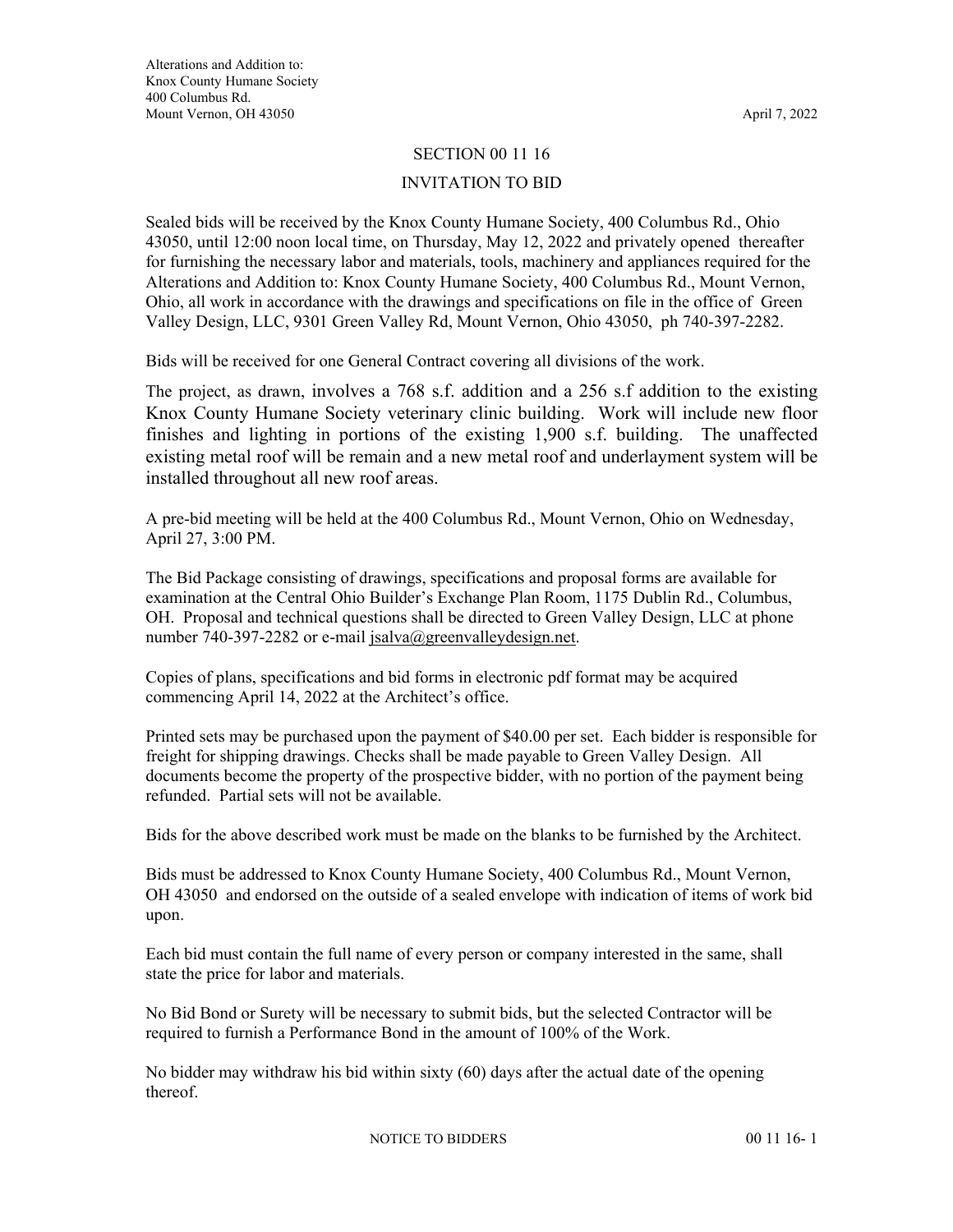Alterations and Addition to:
Knox County Humane Society
400 Columbus Rd.
Mount Vernon, OH 43050

April 7, 2022

# SECTION 00 11 16

## INVITATION TO BID

Sealed bids will be received by the Knox County Humane Society, 400 Columbus Rd., Ohio 43050, until 12:00 noon local time, on Thursday, May 12, 2022 and privately opened thereafter for furnishing the necessary labor and materials, tools, machinery and appliances required for the Alterations and Addition to: Knox County Humane Society, 400 Columbus Rd., Mount Vernon, Ohio, all work in accordance with the drawings and specifications on file in the office of Green Valley Design, LLC, 9301 Green Valley Rd, Mount Vernon, Ohio 43050, ph 740-397-2282.

Bids will be received for one General Contract covering all divisions of the work.

The project, as drawn, involves a 768 s.f. addition and a 256 s.f addition to the existing Knox County Humane Society veterinary clinic building. Work will include new floor finishes and lighting in portions of the existing 1,900 s.f. building. The unaffected existing metal roof will be remain and a new metal roof and underlayment system will be installed throughout all new roof areas.

A pre-bid meeting will be held at the 400 Columbus Rd., Mount Vernon, Ohio on Wednesday, April 27, 3:00 PM.

The Bid Package consisting of drawings, specifications and proposal forms are available for examination at the Central Ohio Builder's Exchange Plan Room, 1175 Dublin Rd., Columbus, OH. Proposal and technical questions shall be directed to Green Valley Design, LLC at phone number 740-397-2282 or e-mail jsalva@greenvalleydesign.net.

Copies of plans, specifications and bid forms in electronic pdf format may be acquired commencing April 14, 2022 at the Architect's office.

Printed sets may be purchased upon the payment of $40.00 per set. Each bidder is responsible for freight for shipping drawings. Checks shall be made payable to Green Valley Design. All documents become the property of the prospective bidder, with no portion of the payment being refunded. Partial sets will not be available.

Bids for the above described work must be made on the blanks to be furnished by the Architect.

Bids must be addressed to Knox County Humane Society, 400 Columbus Rd., Mount Vernon, OH 43050 and endorsed on the outside of a sealed envelope with indication of items of work bid upon.

Each bid must contain the full name of every person or company interested in the same, shall state the price for labor and materials.

No Bid Bond or Surety will be necessary to submit bids, but the selected Contractor will be required to furnish a Performance Bond in the amount of 100% of the Work.

No bidder may withdraw his bid within sixty (60) days after the actual date of the opening thereof.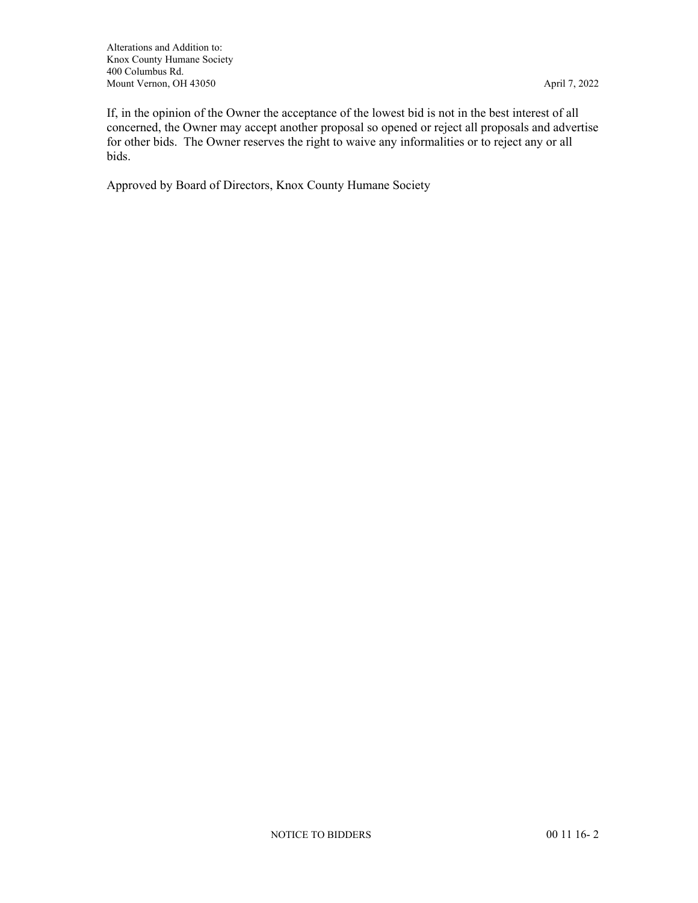If, in the opinion of the Owner the acceptance of the lowest bid is not in the best interest of all concerned, the Owner may accept another proposal so opened or reject all proposals and advertise for other bids. The Owner reserves the right to waive any informalities or to reject any or all bids.

Approved by Board of Directors, Knox County Humane Society